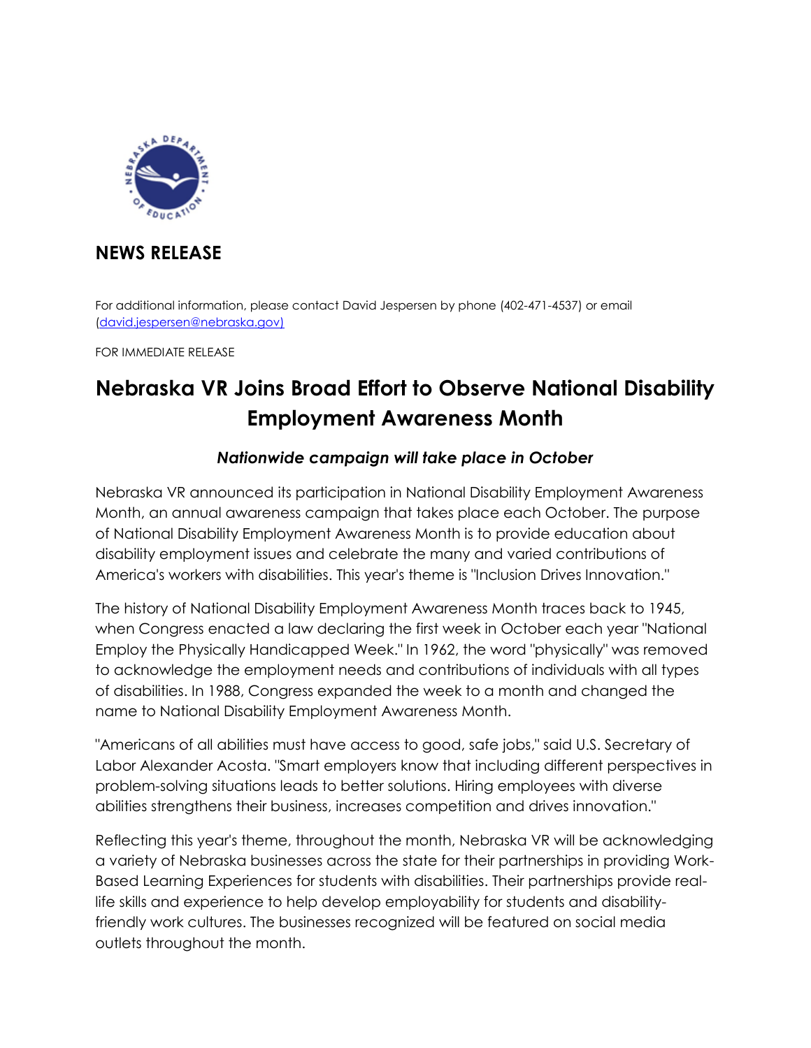## NEWS RELEASE

For additional information, please contact David Jespersen by phone (402-471-4537) or email (david.jespersen@nebraska.gov)

FOR IMMEDIATE RELEASE

# Nebraska VR Joins Broad Effort to Observe National Disability Employment Awareness Month

### *Nationwide campaign will take place in October*

Nebraska VR announced its participation in National Disability Employment Awareness Month, an annual awareness campaign that takes place each October. The purpose of National Disability Employment Awareness Month is to provide education about disability employment issues and celebrate the many and varied contributions of America's workers with disabilities. This year's theme is "Inclusion Drives Innovation."

The history of National Disability Employment Awareness Month traces back to 1945, when Congress enacted a law declaring the first week in October each year "National Employ the Physically Handicapped Week." In 1962, the word "physically" was removed to acknowledge the employment needs and contributions of individuals with all types of disabilities. In 1988, Congress expanded the week to a month and changed the name to National Disability Employment Awareness Month.

"Americans of all abilities must have access to good, safe jobs," said U.S. Secretary of Labor Alexander Acosta. "Smart employers know that including different perspectives in problem-solving situations leads to better solutions. Hiring employees with diverse abilities strengthens their business, increases competition and drives innovation."

Reflecting this year's theme, throughout the month, Nebraska VR will be acknowledging a variety of Nebraska businesses across the state for their partnerships in providing Work-Based Learning Experiences for students with disabilities. Their partnerships provide real-life skills and experience to help develop employability for students and disability-friendly work cultures. The businesses recognized will be featured on social media outlets throughout the month.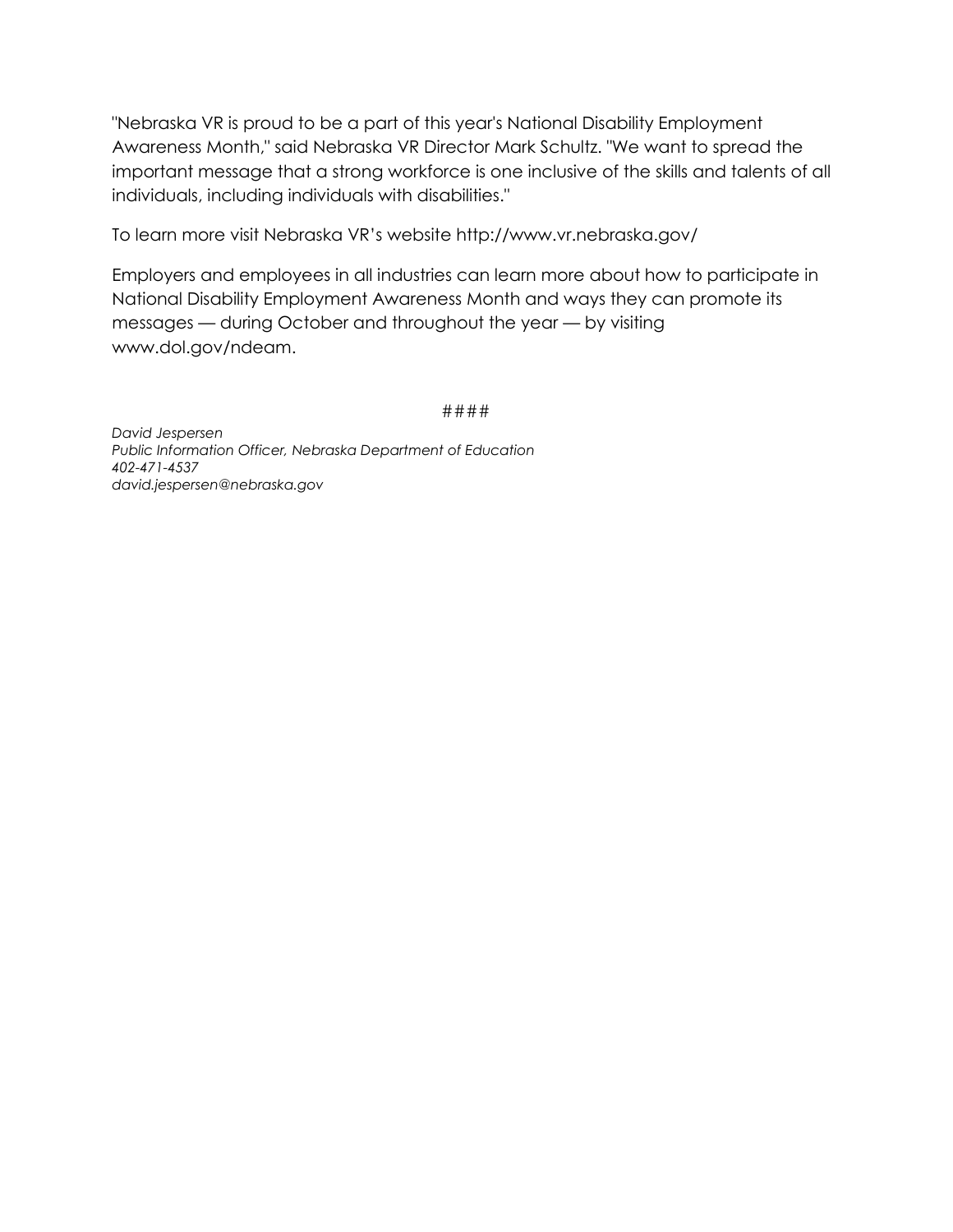"Nebraska VR is proud to be a part of this year's National Disability Employment Awareness Month," said Nebraska VR Director Mark Schultz. "We want to spread the important message that a strong workforce is one inclusive of the skills and talents of all individuals, including individuals with disabilities."

To learn more visit Nebraska VR's website http://www.vr.nebraska.gov/

Employers and employees in all industries can learn more about how to participate in National Disability Employment Awareness Month and ways they can promote its messages — during October and throughout the year — by visiting www.dol.gov/ndeam.

####

*David Jespersen*
*Public Information Officer, Nebraska Department of Education*
*402-471-4537*
*david.jespersen@nebraska.gov*